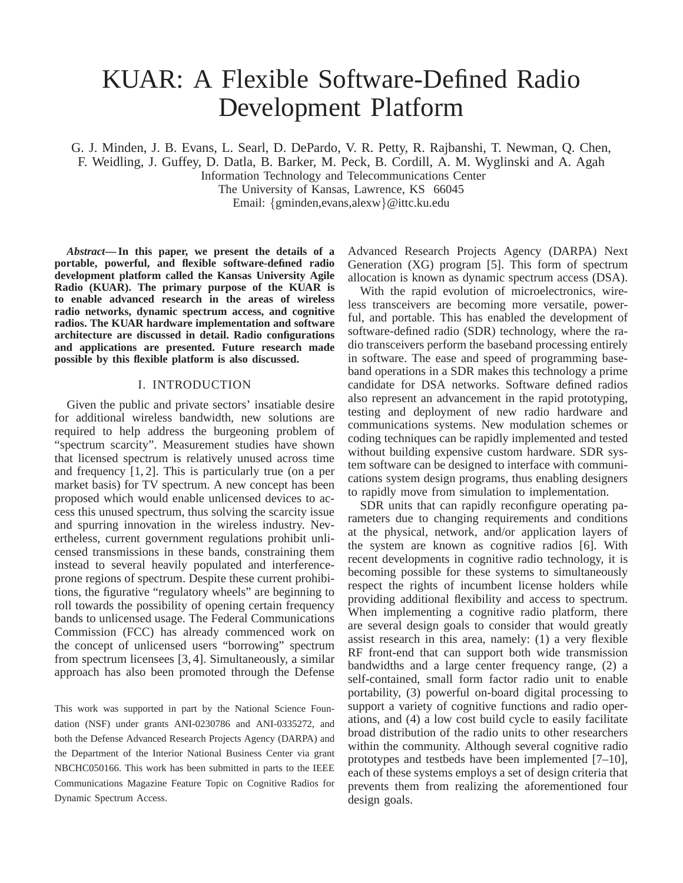# KUAR: A Flexible Software-Defined Radio Development Platform

G. J. Minden, J. B. Evans, L. Searl, D. DePardo, V. R. Petty, R. Rajbanshi, T. Newman, Q. Chen, F. Weidling, J. Guffey, D. Datla, B. Barker, M. Peck, B. Cordill, A. M. Wyglinski and A. Agah
Information Technology and Telecommunications Center
The University of Kansas, Lawrence, KS 66045
Email: {gminden,evans,alexw}@ittc.ku.edu

***Abstract*— In this paper, we present the details of a portable, powerful, and flexible software-defined radio development platform called the Kansas University Agile Radio (KUAR). The primary purpose of the KUAR is to enable advanced research in the areas of wireless radio networks, dynamic spectrum access, and cognitive radios. The KUAR hardware implementation and software architecture are discussed in detail. Radio configurations and applications are presented. Future research made possible by this flexible platform is also discussed.**

## I. INTRODUCTION

Given the public and private sectors' insatiable desire for additional wireless bandwidth, new solutions are required to help address the burgeoning problem of "spectrum scarcity". Measurement studies have shown that licensed spectrum is relatively unused across time and frequency [1, 2]. This is particularly true (on a per market basis) for TV spectrum. A new concept has been proposed which would enable unlicensed devices to access this unused spectrum, thus solving the scarcity issue and spurring innovation in the wireless industry. Nevertheless, current government regulations prohibit unlicensed transmissions in these bands, constraining them instead to several heavily populated and interference-prone regions of spectrum. Despite these current prohibitions, the figurative "regulatory wheels" are beginning to roll towards the possibility of opening certain frequency bands to unlicensed usage. The Federal Communications Commission (FCC) has already commenced work on the concept of unlicensed users "borrowing" spectrum from spectrum licensees [3, 4]. Simultaneously, a similar approach has also been promoted through the Defense Advanced Research Projects Agency (DARPA) Next Generation (XG) program [5]. This form of spectrum allocation is known as dynamic spectrum access (DSA).

With the rapid evolution of microelectronics, wireless transceivers are becoming more versatile, powerful, and portable. This has enabled the development of software-defined radio (SDR) technology, where the radio transceivers perform the baseband processing entirely in software. The ease and speed of programming baseband operations in a SDR makes this technology a prime candidate for DSA networks. Software defined radios also represent an advancement in the rapid prototyping, testing and deployment of new radio hardware and communications systems. New modulation schemes or coding techniques can be rapidly implemented and tested without building expensive custom hardware. SDR system software can be designed to interface with communications system design programs, thus enabling designers to rapidly move from simulation to implementation.

SDR units that can rapidly reconfigure operating parameters due to changing requirements and conditions at the physical, network, and/or application layers of the system are known as cognitive radios [6]. With recent developments in cognitive radio technology, it is becoming possible for these systems to simultaneously respect the rights of incumbent license holders while providing additional flexibility and access to spectrum. When implementing a cognitive radio platform, there are several design goals to consider that would greatly assist research in this area, namely: (1) a very flexible RF front-end that can support both wide transmission bandwidths and a large center frequency range, (2) a self-contained, small form factor radio unit to enable portability, (3) powerful on-board digital processing to support a variety of cognitive functions and radio operations, and (4) a low cost build cycle to easily facilitate broad distribution of the radio units to other researchers within the community. Although several cognitive radio prototypes and testbeds have been implemented [7–10], each of these systems employs a set of design criteria that prevents them from realizing the aforementioned four design goals.

This work was supported in part by the National Science Foundation (NSF) under grants ANI-0230786 and ANI-0335272, and both the Defense Advanced Research Projects Agency (DARPA) and the Department of the Interior National Business Center via grant NBCHC050166. This work has been submitted in parts to the IEEE Communications Magazine Feature Topic on Cognitive Radios for Dynamic Spectrum Access.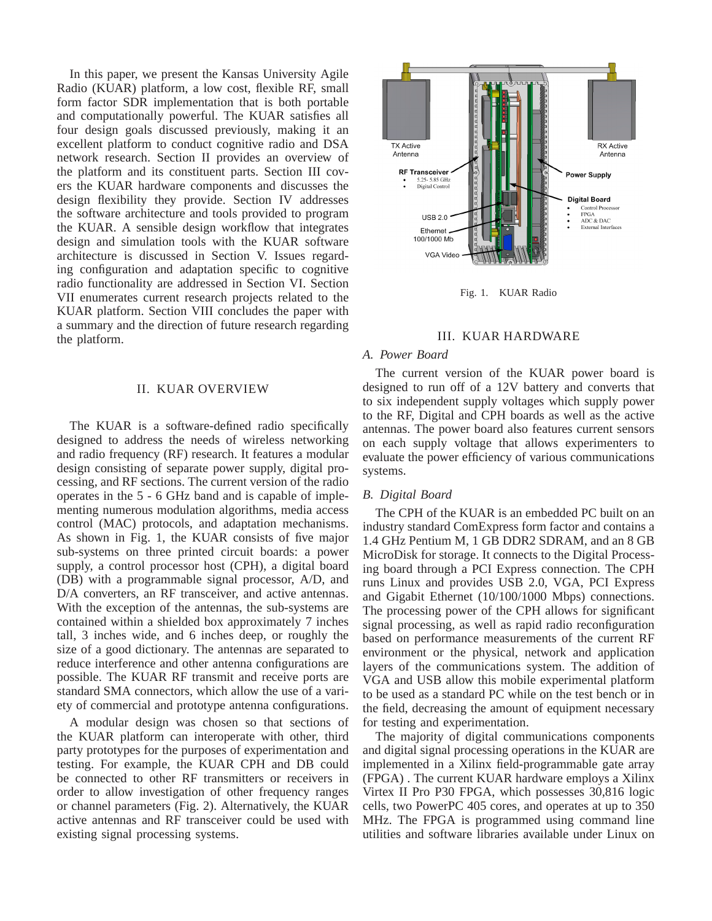In this paper, we present the Kansas University Agile Radio (KUAR) platform, a low cost, flexible RF, small form factor SDR implementation that is both portable and computationally powerful. The KUAR satisfies all four design goals discussed previously, making it an excellent platform to conduct cognitive radio and DSA network research. Section II provides an overview of the platform and its constituent parts. Section III covers the KUAR hardware components and discusses the design flexibility they provide. Section IV addresses the software architecture and tools provided to program the KUAR. A sensible design workflow that integrates design and simulation tools with the KUAR software architecture is discussed in Section V. Issues regarding configuration and adaptation specific to cognitive radio functionality are addressed in Section VI. Section VII enumerates current research projects related to the KUAR platform. Section VIII concludes the paper with a summary and the direction of future research regarding the platform.

## II. KUAR Overview

The KUAR is a software-defined radio specifically designed to address the needs of wireless networking and radio frequency (RF) research. It features a modular design consisting of separate power supply, digital processing, and RF sections. The current version of the radio operates in the 5 - 6 GHz band and is capable of implementing numerous modulation algorithms, media access control (MAC) protocols, and adaptation mechanisms. As shown in Fig. 1, the KUAR consists of five major sub-systems on three printed circuit boards: a power supply, a control processor host (CPH), a digital board (DB) with a programmable signal processor, A/D, and D/A converters, an RF transceiver, and active antennas. With the exception of the antennas, the sub-systems are contained within a shielded box approximately 7 inches tall, 3 inches wide, and 6 inches deep, or roughly the size of a good dictionary. The antennas are separated to reduce interference and other antenna configurations are possible. The KUAR RF transmit and receive ports are standard SMA connectors, which allow the use of a variety of commercial and prototype antenna configurations.

A modular design was chosen so that sections of the KUAR platform can interoperate with other, third party prototypes for the purposes of experimentation and testing. For example, the KUAR CPH and DB could be connected to other RF transmitters or receivers in order to allow investigation of other frequency ranges or channel parameters (Fig. 2). Alternatively, the KUAR active antennas and RF transceiver could be used with existing signal processing systems.

TX Active Antenna
RX Active Antenna
RF Transceiver
- 5.25- 5.85 GHz
- Digital Control
Power Supply
Digital Board
- Control Processor
- FPGA
- ADC & DAC
- External Interfaces
USB 2.0
Ethernet 100/1000 Mb
VGA Video

Fig. 1. KUAR Radio

## III. KUAR Hardware

### A. Power Board

The current version of the KUAR power board is designed to run off of a 12V battery and converts that to six independent supply voltages which supply power to the RF, Digital and CPH boards as well as the active antennas. The power board also features current sensors on each supply voltage that allows experimenters to evaluate the power efficiency of various communications systems.

### B. Digital Board

The CPH of the KUAR is an embedded PC built on an industry standard ComExpress form factor and contains a 1.4 GHz Pentium M, 1 GB DDR2 SDRAM, and an 8 GB MicroDisk for storage. It connects to the Digital Processing board through a PCI Express connection. The CPH runs Linux and provides USB 2.0, VGA, PCI Express and Gigabit Ethernet (10/100/1000 Mbps) connections. The processing power of the CPH allows for significant signal processing, as well as rapid radio reconfiguration based on performance measurements of the current RF environment or the physical, network and application layers of the communications system. The addition of VGA and USB allow this mobile experimental platform to be used as a standard PC while on the test bench or in the field, decreasing the amount of equipment necessary for testing and experimentation.

The majority of digital communications components and digital signal processing operations in the KUAR are implemented in a Xilinx field-programmable gate array (FPGA) . The current KUAR hardware employs a Xilinx Virtex II Pro P30 FPGA, which possesses 30,816 logic cells, two PowerPC 405 cores, and operates at up to 350 MHz. The FPGA is programmed using command line utilities and software libraries available under Linux on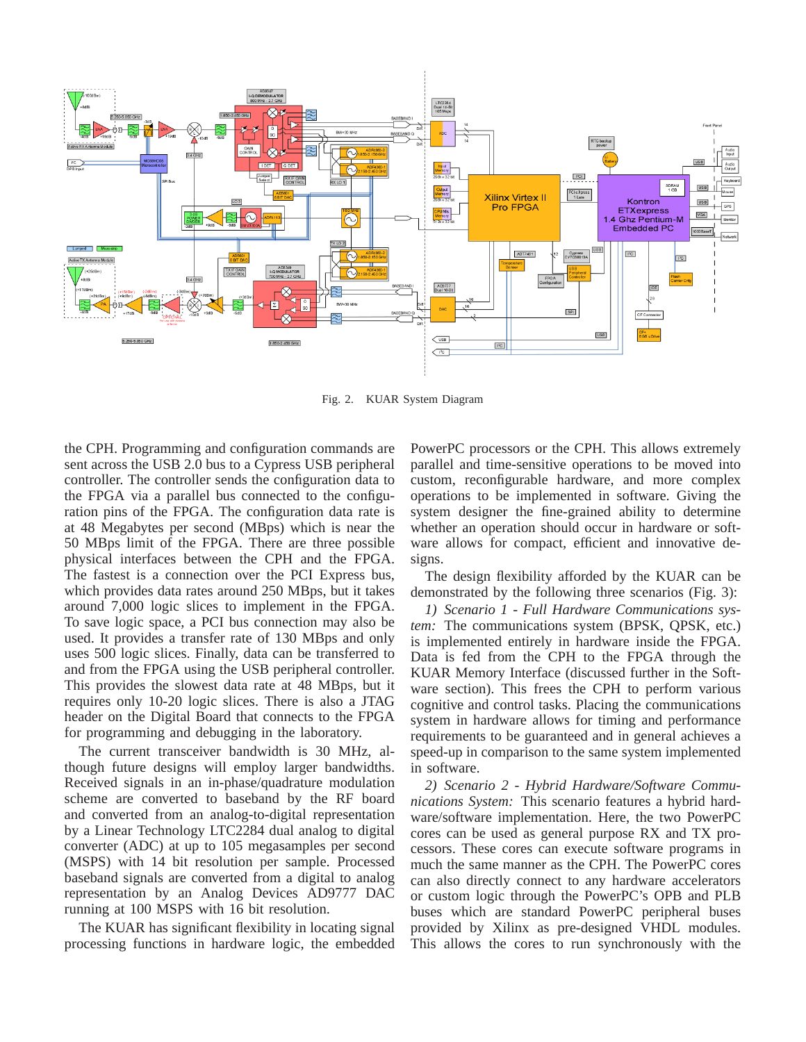Fig. 2. KUAR System Diagram

the CPH. Programming and configuration commands are sent across the USB 2.0 bus to a Cypress USB peripheral controller. The controller sends the configuration data to the FPGA via a parallel bus connected to the configuration pins of the FPGA. The configuration data rate is at 48 Megabytes per second (MBps) which is near the 50 MBps limit of the FPGA. There are three possible physical interfaces between the CPH and the FPGA. The fastest is a connection over the PCI Express bus, which provides data rates around 250 MBps, but it takes around 7,000 logic slices to implement in the FPGA. To save logic space, a PCI bus connection may also be used. It provides a transfer rate of 130 MBps and only uses 500 logic slices. Finally, data can be transferred to and from the FPGA using the USB peripheral controller. This provides the slowest data rate at 48 MBps, but it requires only 10-20 logic slices. There is also a JTAG header on the Digital Board that connects to the FPGA for programming and debugging in the laboratory.

The current transceiver bandwidth is 30 MHz, although future designs will employ larger bandwidths. Received signals in an in-phase/quadrature modulation scheme are converted to baseband by the RF board and converted from an analog-to-digital representation by a Linear Technology LTC2284 dual analog to digital converter (ADC) at up to 105 megasamples per second (MSPS) with 14 bit resolution per sample. Processed baseband signals are converted from a digital to analog representation by an Analog Devices AD9777 DAC running at 100 MSPS with 16 bit resolution.

The KUAR has significant flexibility in locating signal processing functions in hardware logic, the embedded PowerPC processors or the CPH. This allows extremely parallel and time-sensitive operations to be moved into custom, reconfigurable hardware, and more complex operations to be implemented in software. Giving the system designer the fine-grained ability to determine whether an operation should occur in hardware or software allows for compact, efficient and innovative designs.

The design flexibility afforded by the KUAR can be demonstrated by the following three scenarios (Fig. 3):

*1) Scenario 1 - Full Hardware Communications system:* The communications system (BPSK, QPSK, etc.) is implemented entirely in hardware inside the FPGA. Data is fed from the CPH to the FPGA through the KUAR Memory Interface (discussed further in the Software section). This frees the CPH to perform various cognitive and control tasks. Placing the communications system in hardware allows for timing and performance requirements to be guaranteed and in general achieves a speed-up in comparison to the same system implemented in software.

*2) Scenario 2 - Hybrid Hardware/Software Communications System:* This scenario features a hybrid hardware/software implementation. Here, the two PowerPC cores can be used as general purpose RX and TX processors. These cores can execute software programs in much the same manner as the CPH. The PowerPC cores can also directly connect to any hardware accelerators or custom logic through the PowerPC's OPB and PLB buses which are standard PowerPC peripheral buses provided by Xilinx as pre-designed VHDL modules. This allows the cores to run synchronously with the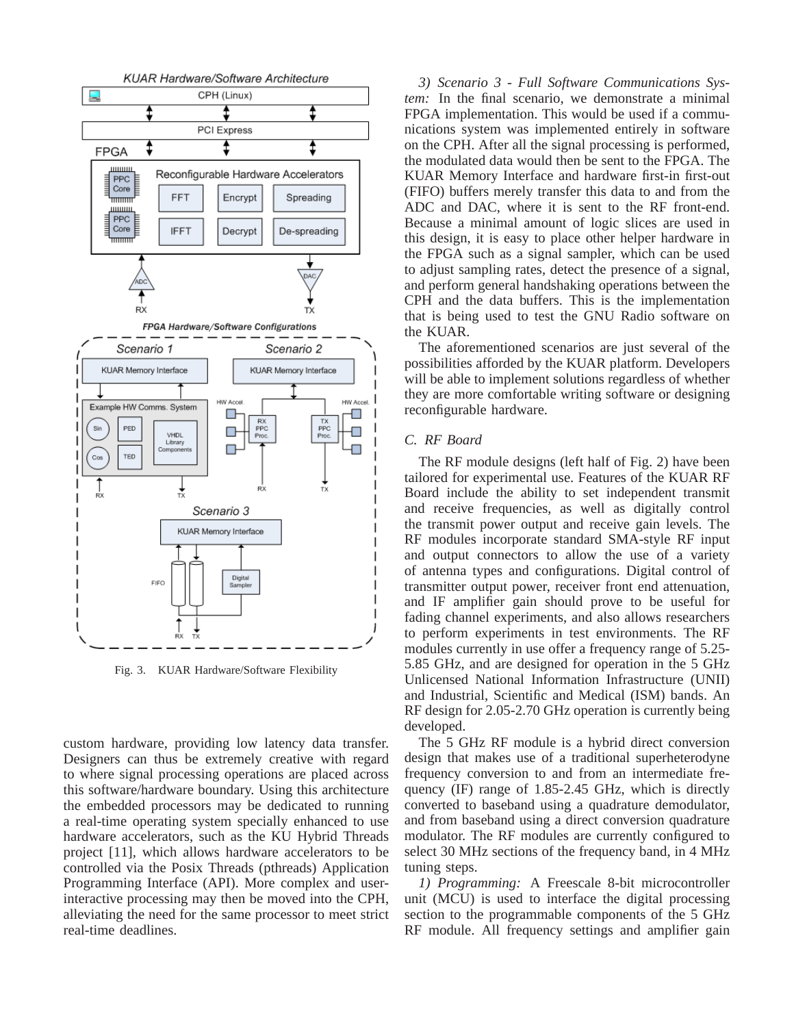KUAR Hardware/Software Architecture

CPH (Linux)

PCI Express

FPGA

PPC Core

PPC Core

Reconfigurable Hardware Accelerators

FFT

Encrypt

Spreading

IFFT

Decrypt

De-spreading

ADC

RX

DAC

TX

FPGA Hardware/Software Configurations

Scenario 1

KUAR Memory Interface

Example HW Comms. System

Sin

Cos

PED

TED

VHDL Library Components

RX

TX

Scenario 2

KUAR Memory Interface

HW Accel.

RX PPC Proc.

TX PPC Proc.

HW Accel.

RX

TX

Scenario 3

KUAR Memory Interface

FIFO

Digital Sampler

RX TX

Fig. 3. KUAR Hardware/Software Flexibility

custom hardware, providing low latency data transfer. Designers can thus be extremely creative with regard to where signal processing operations are placed across this software/hardware boundary. Using this architecture the embedded processors may be dedicated to running a real-time operating system specially enhanced to use hardware accelerators, such as the KU Hybrid Threads project [11], which allows hardware accelerators to be controlled via the Posix Threads (pthreads) Application Programming Interface (API). More complex and user-interactive processing may then be moved into the CPH, alleviating the need for the same processor to meet strict real-time deadlines.

*3) Scenario 3 - Full Software Communications System:* In the final scenario, we demonstrate a minimal FPGA implementation. This would be used if a communications system was implemented entirely in software on the CPH. After all the signal processing is performed, the modulated data would then be sent to the FPGA. The KUAR Memory Interface and hardware first-in first-out (FIFO) buffers merely transfer this data to and from the ADC and DAC, where it is sent to the RF front-end. Because a minimal amount of logic slices are used in this design, it is easy to place other helper hardware in the FPGA such as a signal sampler, which can be used to adjust sampling rates, detect the presence of a signal, and perform general handshaking operations between the CPH and the data buffers. This is the implementation that is being used to test the GNU Radio software on the KUAR.

The aforementioned scenarios are just several of the possibilities afforded by the KUAR platform. Developers will be able to implement solutions regardless of whether they are more comfortable writing software or designing reconfigurable hardware.

### C. RF Board

The RF module designs (left half of Fig. 2) have been tailored for experimental use. Features of the KUAR RF Board include the ability to set independent transmit and receive frequencies, as well as digitally control the transmit power output and receive gain levels. The RF modules incorporate standard SMA-style RF input and output connectors to allow the use of a variety of antenna types and configurations. Digital control of transmitter output power, receiver front end attenuation, and IF amplifier gain should prove to be useful for fading channel experiments, and also allows researchers to perform experiments in test environments. The RF modules currently in use offer a frequency range of 5.25-5.85 GHz, and are designed for operation in the 5 GHz Unlicensed National Information Infrastructure (UNII) and Industrial, Scientific and Medical (ISM) bands. An RF design for 2.05-2.70 GHz operation is currently being developed.

The 5 GHz RF module is a hybrid direct conversion design that makes use of a traditional superheterodyne frequency conversion to and from an intermediate frequency (IF) range of 1.85-2.45 GHz, which is directly converted to baseband using a quadrature demodulator, and from baseband using a direct conversion quadrature modulator. The RF modules are currently configured to select 30 MHz sections of the frequency band, in 4 MHz tuning steps.

*1) Programming:* A Freescale 8-bit microcontroller unit (MCU) is used to interface the digital processing section to the programmable components of the 5 GHz RF module. All frequency settings and amplifier gain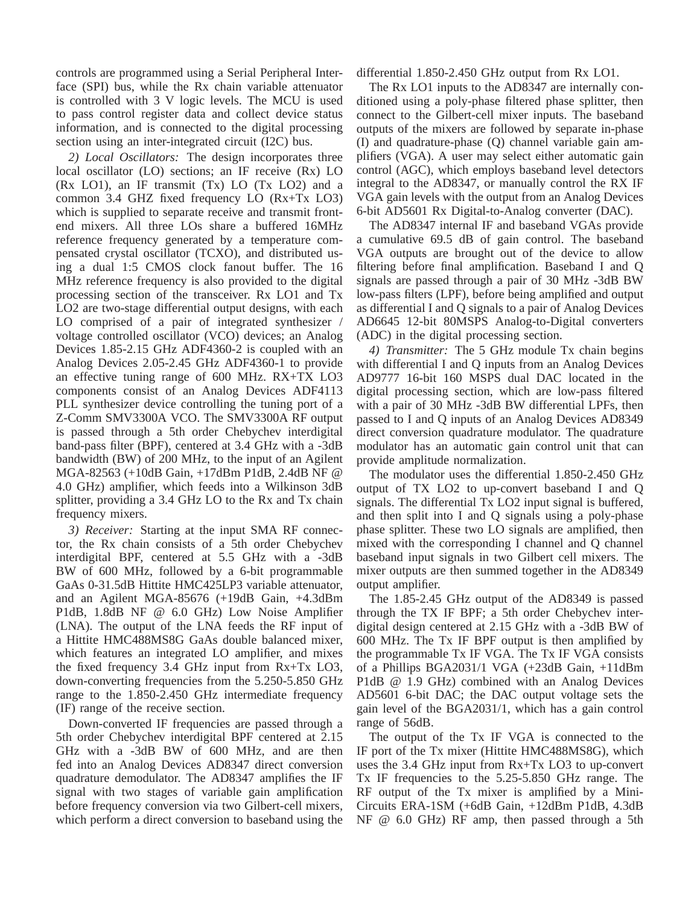controls are programmed using a Serial Peripheral Interface (SPI) bus, while the Rx chain variable attenuator is controlled with 3 V logic levels. The MCU is used to pass control register data and collect device status information, and is connected to the digital processing section using an inter-integrated circuit (I2C) bus.

*2) Local Oscillators:* The design incorporates three local oscillator (LO) sections; an IF receive (Rx) LO (Rx LO1), an IF transmit (Tx) LO (Tx LO2) and a common 3.4 GHZ fixed frequency LO (Rx+Tx LO3) which is supplied to separate receive and transmit front-end mixers. All three LOs share a buffered 16MHz reference frequency generated by a temperature compensated crystal oscillator (TCXO), and distributed using a dual 1:5 CMOS clock fanout buffer. The 16 MHz reference frequency is also provided to the digital processing section of the transceiver. Rx LO1 and Tx LO2 are two-stage differential output designs, with each LO comprised of a pair of integrated synthesizer / voltage controlled oscillator (VCO) devices; an Analog Devices 1.85-2.15 GHz ADF4360-2 is coupled with an Analog Devices 2.05-2.45 GHz ADF4360-1 to provide an effective tuning range of 600 MHz. RX+TX LO3 components consist of an Analog Devices ADF4113 PLL synthesizer device controlling the tuning port of a Z-Comm SMV3300A VCO. The SMV3300A RF output is passed through a 5th order Chebychev interdigital band-pass filter (BPF), centered at 3.4 GHz with a -3dB bandwidth (BW) of 200 MHz, to the input of an Agilent MGA-82563 (+10dB Gain, +17dBm P1dB, 2.4dB NF @ 4.0 GHz) amplifier, which feeds into a Wilkinson 3dB splitter, providing a 3.4 GHz LO to the Rx and Tx chain frequency mixers.

*3) Receiver:* Starting at the input SMA RF connector, the Rx chain consists of a 5th order Chebychev interdigital BPF, centered at 5.5 GHz with a -3dB BW of 600 MHz, followed by a 6-bit programmable GaAs 0-31.5dB Hittite HMC425LP3 variable attenuator, and an Agilent MGA-85676 (+19dB Gain, +4.3dBm P1dB, 1.8dB NF @ 6.0 GHz) Low Noise Amplifier (LNA). The output of the LNA feeds the RF input of a Hittite HMC488MS8G GaAs double balanced mixer, which features an integrated LO amplifier, and mixes the fixed frequency 3.4 GHz input from Rx+Tx LO3, down-converting frequencies from the 5.250-5.850 GHz range to the 1.850-2.450 GHz intermediate frequency (IF) range of the receive section.

Down-converted IF frequencies are passed through a 5th order Chebychev interdigital BPF centered at 2.15 GHz with a -3dB BW of 600 MHz, and are then fed into an Analog Devices AD8347 direct conversion quadrature demodulator. The AD8347 amplifies the IF signal with two stages of variable gain amplification before frequency conversion via two Gilbert-cell mixers, which perform a direct conversion to baseband using the differential 1.850-2.450 GHz output from Rx LO1.

The Rx LO1 inputs to the AD8347 are internally conditioned using a poly-phase filtered phase splitter, then connect to the Gilbert-cell mixer inputs. The baseband outputs of the mixers are followed by separate in-phase (I) and quadrature-phase (Q) channel variable gain amplifiers (VGA). A user may select either automatic gain control (AGC), which employs baseband level detectors integral to the AD8347, or manually control the RX IF VGA gain levels with the output from an Analog Devices 6-bit AD5601 Rx Digital-to-Analog converter (DAC).

The AD8347 internal IF and baseband VGAs provide a cumulative 69.5 dB of gain control. The baseband VGA outputs are brought out of the device to allow filtering before final amplification. Baseband I and Q signals are passed through a pair of 30 MHz -3dB BW low-pass filters (LPF), before being amplified and output as differential I and Q signals to a pair of Analog Devices AD6645 12-bit 80MSPS Analog-to-Digital converters (ADC) in the digital processing section.

*4) Transmitter:* The 5 GHz module Tx chain begins with differential I and Q inputs from an Analog Devices AD9777 16-bit 160 MSPS dual DAC located in the digital processing section, which are low-pass filtered with a pair of 30 MHz -3dB BW differential LPFs, then passed to I and Q inputs of an Analog Devices AD8349 direct conversion quadrature modulator. The quadrature modulator has an automatic gain control unit that can provide amplitude normalization.

The modulator uses the differential 1.850-2.450 GHz output of TX LO2 to up-convert baseband I and Q signals. The differential Tx LO2 input signal is buffered, and then split into I and Q signals using a poly-phase phase splitter. These two LO signals are amplified, then mixed with the corresponding I channel and Q channel baseband input signals in two Gilbert cell mixers. The mixer outputs are then summed together in the AD8349 output amplifier.

The 1.85-2.45 GHz output of the AD8349 is passed through the TX IF BPF; a 5th order Chebychev interdigital design centered at 2.15 GHz with a -3dB BW of 600 MHz. The Tx IF BPF output is then amplified by the programmable Tx IF VGA. The Tx IF VGA consists of a Phillips BGA2031/1 VGA (+23dB Gain, +11dBm P1dB @ 1.9 GHz) combined with an Analog Devices AD5601 6-bit DAC; the DAC output voltage sets the gain level of the BGA2031/1, which has a gain control range of 56dB.

The output of the Tx IF VGA is connected to the IF port of the Tx mixer (Hittite HMC488MS8G), which uses the 3.4 GHz input from Rx+Tx LO3 to up-convert Tx IF frequencies to the 5.25-5.850 GHz range. The RF output of the Tx mixer is amplified by a Mini-Circuits ERA-1SM (+6dB Gain, +12dBm P1dB, 4.3dB NF @ 6.0 GHz) RF amp, then passed through a 5th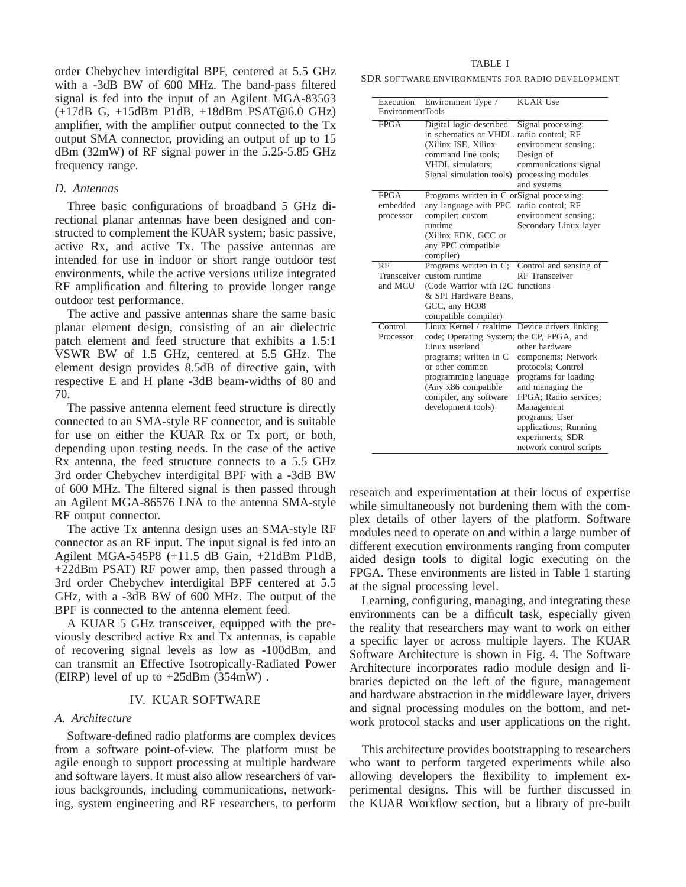order Chebychev interdigital BPF, centered at 5.5 GHz with a -3dB BW of 600 MHz. The band-pass filtered signal is fed into the input of an Agilent MGA-83563 (+17dB G, +15dBm P1dB, +18dBm PSAT@6.0 GHz) amplifier, with the amplifier output connected to the Tx output SMA connector, providing an output of up to 15 dBm (32mW) of RF signal power in the 5.25-5.85 GHz frequency range.

### *D. Antennas*

Three basic configurations of broadband 5 GHz directional planar antennas have been designed and constructed to complement the KUAR system; basic passive, active Rx, and active Tx. The passive antennas are intended for use in indoor or short range outdoor test environments, while the active versions utilize integrated RF amplification and filtering to provide longer range outdoor test performance.

The active and passive antennas share the same basic planar element design, consisting of an air dielectric patch element and feed structure that exhibits a 1.5:1 VSWR BW of 1.5 GHz, centered at 5.5 GHz. The element design provides 8.5dB of directive gain, with respective E and H plane -3dB beam-widths of 80 and 70.

The passive antenna element feed structure is directly connected to an SMA-style RF connector, and is suitable for use on either the KUAR Rx or Tx port, or both, depending upon testing needs. In the case of the active Rx antenna, the feed structure connects to a 5.5 GHz 3rd order Chebychev interdigital BPF with a -3dB BW of 600 MHz. The filtered signal is then passed through an Agilent MGA-86576 LNA to the antenna SMA-style RF output connector.

The active Tx antenna design uses an SMA-style RF connector as an RF input. The input signal is fed into an Agilent MGA-545P8 (+11.5 dB Gain, +21dBm P1dB, +22dBm PSAT) RF power amp, then passed through a 3rd order Chebychev interdigital BPF centered at 5.5 GHz, with a -3dB BW of 600 MHz. The output of the BPF is connected to the antenna element feed.

A KUAR 5 GHz transceiver, equipped with the previously described active Rx and Tx antennas, is capable of recovering signal levels as low as -100dBm, and can transmit an Effective Isotropically-Radiated Power (EIRP) level of up to +25dBm (354mW) .

## IV. KUAR SOFTWARE

### *A. Architecture*

Software-defined radio platforms are complex devices from a software point-of-view. The platform must be agile enough to support processing at multiple hardware and software layers. It must also allow researchers of various backgrounds, including communications, networking, system engineering and RF researchers, to perform research and experimentation at their locus of expertise while simultaneously not burdening them with the complex details of other layers of the platform. Software modules need to operate on and within a large number of different execution environments ranging from computer aided design tools to digital logic executing on the FPGA. These environments are listed in Table 1 starting at the signal processing level.

TABLE I

SDR SOFTWARE ENVIRONMENTS FOR RADIO DEVELOPMENT

| Execution Environment | Environment Type / Tools | KUAR Use |
|---|---|---|
| FPGA | Digital logic described in schematics or VHDL. (Xilinx ISE, Xilinx command line tools; VHDL simulators; Signal simulation tools) | Signal processing; radio control; RF environment sensing; Design of communications signal processing modules and systems |
| FPGA embedded processor | Programs written in C or any language with PPC compiler; custom runtime (Xilinx EDK, GCC or any PPC compatible compiler) | Signal processing; radio control; RF environment sensing; Secondary Linux layer |
| RF Transceiver and MCU | Programs written in C; custom runtime (Code Warrior with I2C & SPI Hardware Beans, GCC, any HC08 compatible compiler) | Control and sensing of RF Transceiver functions |
| Control Processor | Linux Kernel / realtime code; Operating System; Linux userland programs; written in C or other common programming language (Any x86 compatible compiler, any software development tools) | Device drivers linking the CP, FPGA, and other hardware components; Network protocols; Control programs for loading and managing the FPGA; Radio services; Management programs; User applications; Running experiments; SDR network control scripts |

Learning, configuring, managing, and integrating these environments can be a difficult task, especially given the reality that researchers may want to work on either a specific layer or across multiple layers. The KUAR Software Architecture is shown in Fig. 4. The Software Architecture incorporates radio module design and libraries depicted on the left of the figure, management and hardware abstraction in the middleware layer, drivers and signal processing modules on the bottom, and network protocol stacks and user applications on the right.

This architecture provides bootstrapping to researchers who want to perform targeted experiments while also allowing developers the flexibility to implement experimental designs. This will be further discussed in the KUAR Workflow section, but a library of pre-built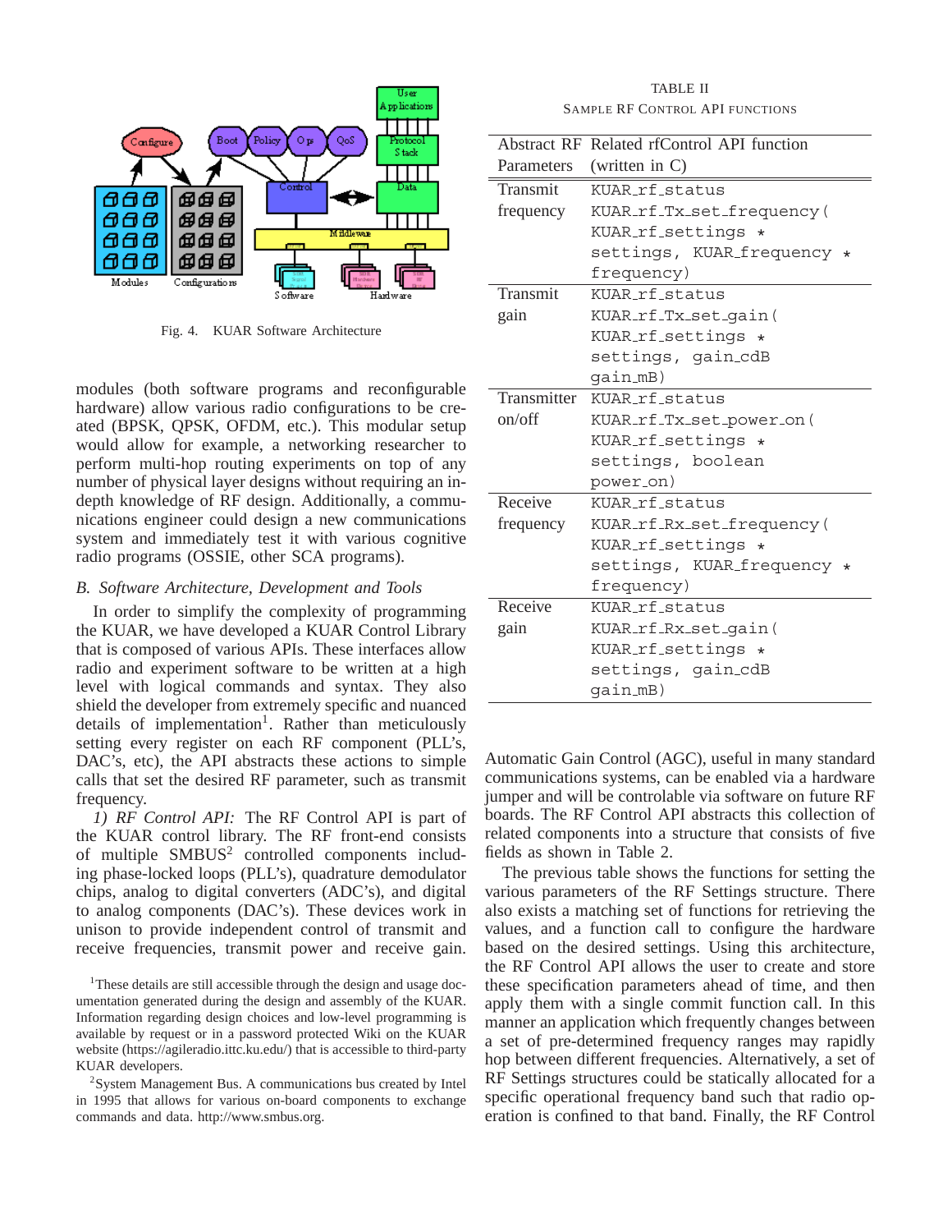Fig. 4. KUAR Software Architecture

modules (both software programs and reconfigurable hardware) allow various radio configurations to be created (BPSK, QPSK, OFDM, etc.). This modular setup would allow for example, a networking researcher to perform multi-hop routing experiments on top of any number of physical layer designs without requiring an in-depth knowledge of RF design. Additionally, a communications engineer could design a new communications system and immediately test it with various cognitive radio programs (OSSIE, other SCA programs).

### *B. Software Architecture, Development and Tools*

In order to simplify the complexity of programming the KUAR, we have developed a KUAR Control Library that is composed of various APIs. These interfaces allow radio and experiment software to be written at a high level with logical commands and syntax. They also shield the developer from extremely specific and nuanced details of implementation[1]. Rather than meticulously setting every register on each RF component (PLL's, DAC's, etc), the API abstracts these actions to simple calls that set the desired RF parameter, such as transmit frequency.

*1) RF Control API:* The RF Control API is part of the KUAR control library. The RF front-end consists of multiple SMBUS[2] controlled components including phase-locked loops (PLL's), quadrature demodulator chips, analog to digital converters (ADC's), and digital to analog components (DAC's). These devices work in unison to provide independent control of transmit and receive frequencies, transmit power and receive gain.

[1] These details are still accessible through the design and usage documentation generated during the design and assembly of the KUAR. Information regarding design choices and low-level programming is available by request or in a password protected Wiki on the KUAR website (https://agileradio.ittc.ku.edu/) that is accessible to third-party KUAR developers.

[2] System Management Bus. A communications bus created by Intel in 1995 that allows for various on-board components to exchange commands and data. http://www.smbus.org.

TABLE II
SAMPLE RF CONTROL API FUNCTIONS

| Abstract RF Parameters | Related rfControl API function (written in C) |
|---|---|
| Transmit frequency | `KUAR_rf_status KUAR_rf_Tx_set_frequency( KUAR_rf_settings * settings, KUAR_frequency * frequency)` |
| Transmit gain | `KUAR_rf_status KUAR_rf_Tx_set_gain( KUAR_rf_settings * settings, gain_cdB gain_mB)` |
| Transmitter on/off | `KUAR_rf_status KUAR_rf_Tx_set_power_on( KUAR_rf_settings * settings, boolean power_on)` |
| Receive frequency | `KUAR_rf_status KUAR_rf_Rx_set_frequency( KUAR_rf_settings * settings, KUAR_frequency * frequency)` |
| Receive gain | `KUAR_rf_status KUAR_rf_Rx_set_gain( KUAR_rf_settings * settings, gain_cdB gain_mB)` |

Automatic Gain Control (AGC), useful in many standard communications systems, can be enabled via a hardware jumper and will be controlable via software on future RF boards. The RF Control API abstracts this collection of related components into a structure that consists of five fields as shown in Table 2.

The previous table shows the functions for setting the various parameters of the RF Settings structure. There also exists a matching set of functions for retrieving the values, and a function call to configure the hardware based on the desired settings. Using this architecture, the RF Control API allows the user to create and store these specification parameters ahead of time, and then apply them with a single commit function call. In this manner an application which frequently changes between a set of pre-determined frequency ranges may rapidly hop between different frequencies. Alternatively, a set of RF Settings structures could be statically allocated for a specific operational frequency band such that radio operation is confined to that band. Finally, the RF Control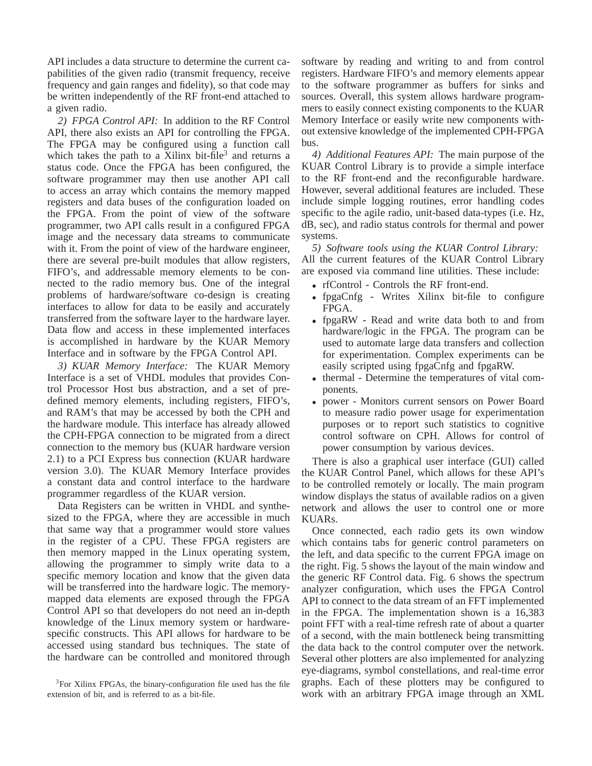API includes a data structure to determine the current capabilities of the given radio (transmit frequency, receive frequency and gain ranges and fidelity), so that code may be written independently of the RF front-end attached to a given radio.

*2) FPGA Control API:* In addition to the RF Control API, there also exists an API for controlling the FPGA. The FPGA may be configured using a function call which takes the path to a Xilinx bit-file[3] and returns a status code. Once the FPGA has been configured, the software programmer may then use another API call to access an array which contains the memory mapped registers and data buses of the configuration loaded on the FPGA. From the point of view of the software programmer, two API calls result in a configured FPGA image and the necessary data streams to communicate with it. From the point of view of the hardware engineer, there are several pre-built modules that allow registers, FIFO's, and addressable memory elements to be connected to the radio memory bus. One of the integral problems of hardware/software co-design is creating interfaces to allow for data to be easily and accurately transferred from the software layer to the hardware layer. Data flow and access in these implemented interfaces is accomplished in hardware by the KUAR Memory Interface and in software by the FPGA Control API.

*3) KUAR Memory Interface:* The KUAR Memory Interface is a set of VHDL modules that provides Control Processor Host bus abstraction, and a set of predefined memory elements, including registers, FIFO's, and RAM's that may be accessed by both the CPH and the hardware module. This interface has already allowed the CPH-FPGA connection to be migrated from a direct connection to the memory bus (KUAR hardware version 2.1) to a PCI Express bus connection (KUAR hardware version 3.0). The KUAR Memory Interface provides a constant data and control interface to the hardware programmer regardless of the KUAR version.

Data Registers can be written in VHDL and synthesized to the FPGA, where they are accessible in much that same way that a programmer would store values in the register of a CPU. These FPGA registers are then memory mapped in the Linux operating system, allowing the programmer to simply write data to a specific memory location and know that the given data will be transferred into the hardware logic. The memory-mapped data elements are exposed through the FPGA Control API so that developers do not need an in-depth knowledge of the Linux memory system or hardware-specific constructs. This API allows for hardware to be accessed using standard bus techniques. The state of the hardware can be controlled and monitored through software by reading and writing to and from control registers. Hardware FIFO's and memory elements appear to the software programmer as buffers for sinks and sources. Overall, this system allows hardware programmers to easily connect existing components to the KUAR Memory Interface or easily write new components without extensive knowledge of the implemented CPH-FPGA bus.

*4) Additional Features API:* The main purpose of the KUAR Control Library is to provide a simple interface to the RF front-end and the reconfigurable hardware. However, several additional features are included. These include simple logging routines, error handling codes specific to the agile radio, unit-based data-types (i.e. Hz, dB, sec), and radio status controls for thermal and power systems.

*5) Software tools using the KUAR Control Library:* All the current features of the KUAR Control Library are exposed via command line utilities. These include:

- rfControl - Controls the RF front-end.
- fpgaCnfg - Writes Xilinx bit-file to configure FPGA.
- fpgaRW - Read and write data both to and from hardware/logic in the FPGA. The program can be used to automate large data transfers and collection for experimentation. Complex experiments can be easily scripted using fpgaCnfg and fpgaRW.
- thermal - Determine the temperatures of vital components.
- power - Monitors current sensors on Power Board to measure radio power usage for experimentation purposes or to report such statistics to cognitive control software on CPH. Allows for control of power consumption by various devices.

There is also a graphical user interface (GUI) called the KUAR Control Panel, which allows for these API's to be controlled remotely or locally. The main program window displays the status of available radios on a given network and allows the user to control one or more KUARs.

Once connected, each radio gets its own window which contains tabs for generic control parameters on the left, and data specific to the current FPGA image on the right. Fig. 5 shows the layout of the main window and the generic RF Control data. Fig. 6 shows the spectrum analyzer configuration, which uses the FPGA Control API to connect to the data stream of an FFT implemented in the FPGA. The implementation shown is a 16,383 point FFT with a real-time refresh rate of about a quarter of a second, with the main bottleneck being transmitting the data back to the control computer over the network. Several other plotters are also implemented for analyzing eye-diagrams, symbol constellations, and real-time error graphs. Each of these plotters may be configured to work with an arbitrary FPGA image through an XML

[3] For Xilinx FPGAs, the binary-configuration file used has the file extension of bit, and is referred to as a bit-file.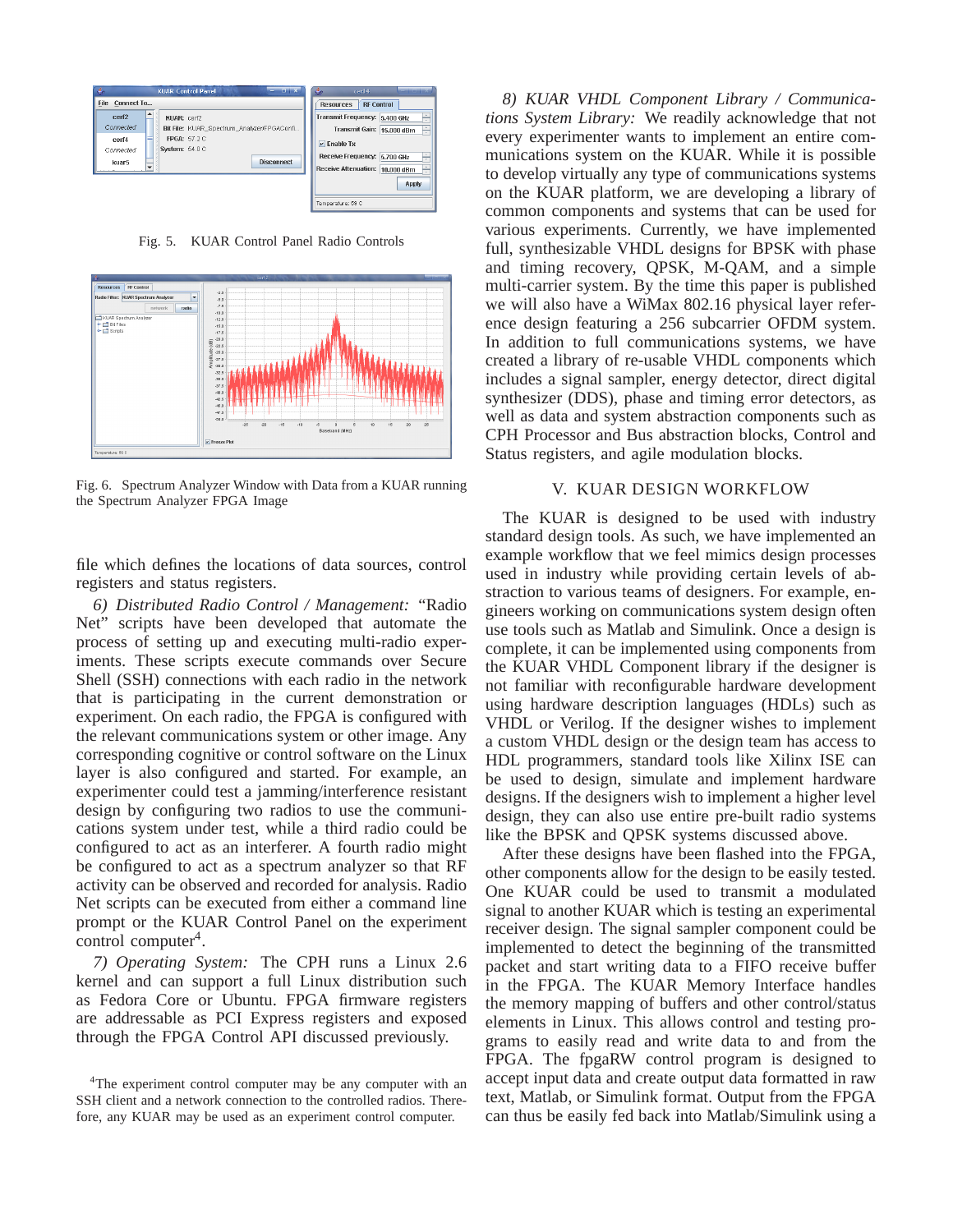Fig. 5. KUAR Control Panel Radio Controls

Fig. 6. Spectrum Analyzer Window with Data from a KUAR running the Spectrum Analyzer FPGA Image

file which defines the locations of data sources, control registers and status registers.

*6) Distributed Radio Control / Management:* "Radio Net" scripts have been developed that automate the process of setting up and executing multi-radio experiments. These scripts execute commands over Secure Shell (SSH) connections with each radio in the network that is participating in the current demonstration or experiment. On each radio, the FPGA is configured with the relevant communications system or other image. Any corresponding cognitive or control software on the Linux layer is also configured and started. For example, an experimenter could test a jamming/interference resistant design by configuring two radios to use the communications system under test, while a third radio could be configured to act as an interferer. A fourth radio might be configured to act as a spectrum analyzer so that RF activity can be observed and recorded for analysis. Radio Net scripts can be executed from either a command line prompt or the KUAR Control Panel on the experiment control computer[4].

*7) Operating System:* The CPH runs a Linux 2.6 kernel and can support a full Linux distribution such as Fedora Core or Ubuntu. FPGA firmware registers are addressable as PCI Express registers and exposed through the FPGA Control API discussed previously.

[4]The experiment control computer may be any computer with an SSH client and a network connection to the controlled radios. Therefore, any KUAR may be used as an experiment control computer.

*8) KUAR VHDL Component Library / Communications System Library:* We readily acknowledge that not every experimenter wants to implement an entire communications system on the KUAR. While it is possible to develop virtually any type of communications systems on the KUAR platform, we are developing a library of common components and systems that can be used for various experiments. Currently, we have implemented full, synthesizable VHDL designs for BPSK with phase and timing recovery, QPSK, M-QAM, and a simple multi-carrier system. By the time this paper is published we will also have a WiMax 802.16 physical layer reference design featuring a 256 subcarrier OFDM system. In addition to full communications systems, we have created a library of re-usable VHDL components which includes a signal sampler, energy detector, direct digital synthesizer (DDS), phase and timing error detectors, as well as data and system abstraction components such as CPH Processor and Bus abstraction blocks, Control and Status registers, and agile modulation blocks.

## V. KUAR Design Workflow

The KUAR is designed to be used with industry standard design tools. As such, we have implemented an example workflow that we feel mimics design processes used in industry while providing certain levels of abstraction to various teams of designers. For example, engineers working on communications system design often use tools such as Matlab and Simulink. Once a design is complete, it can be implemented using components from the KUAR VHDL Component library if the designer is not familiar with reconfigurable hardware development using hardware description languages (HDLs) such as VHDL or Verilog. If the designer wishes to implement a custom VHDL design or the design team has access to HDL programmers, standard tools like Xilinx ISE can be used to design, simulate and implement hardware designs. If the designers wish to implement a higher level design, they can also use entire pre-built radio systems like the BPSK and QPSK systems discussed above.

After these designs have been flashed into the FPGA, other components allow for the design to be easily tested. One KUAR could be used to transmit a modulated signal to another KUAR which is testing an experimental receiver design. The signal sampler component could be implemented to detect the beginning of the transmitted packet and start writing data to a FIFO receive buffer in the FPGA. The KUAR Memory Interface handles the memory mapping of buffers and other control/status elements in Linux. This allows control and testing programs to easily read and write data to and from the FPGA. The fpgaRW control program is designed to accept input data and create output data formatted in raw text, Matlab, or Simulink format. Output from the FPGA can thus be easily fed back into Matlab/Simulink using a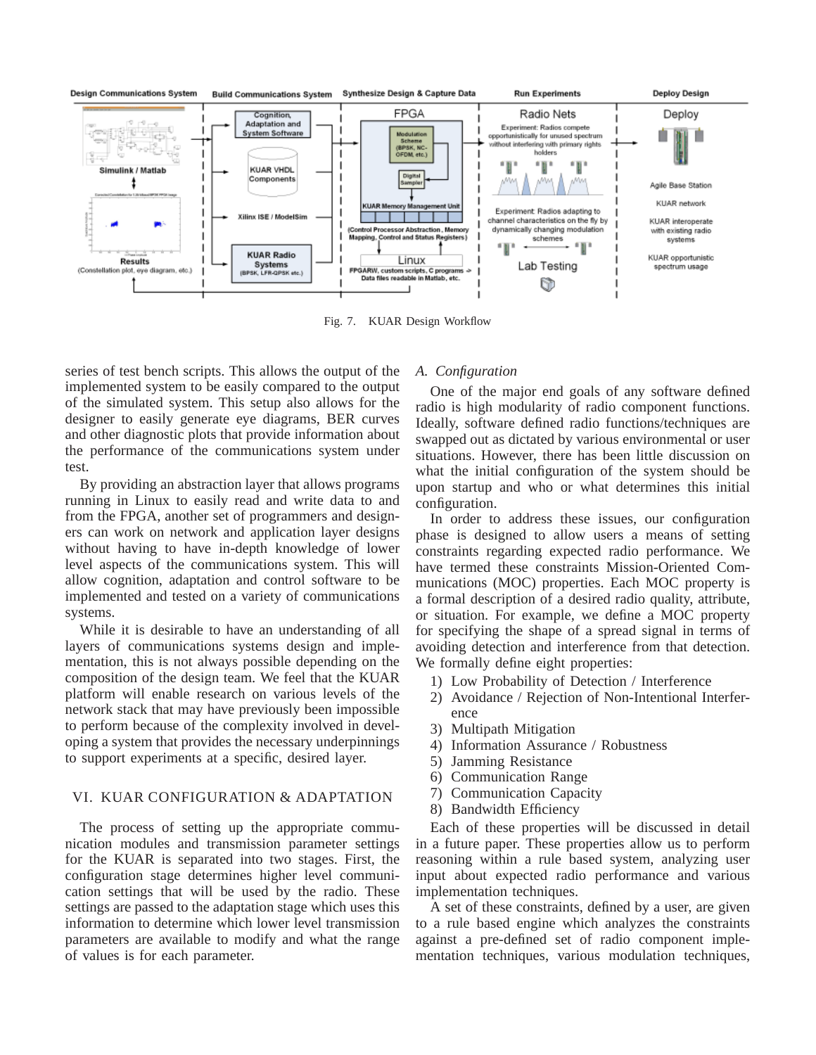Fig. 7. KUAR Design Workflow

series of test bench scripts. This allows the output of the implemented system to be easily compared to the output of the simulated system. This setup also allows for the designer to easily generate eye diagrams, BER curves and other diagnostic plots that provide information about the performance of the communications system under test.

By providing an abstraction layer that allows programs running in Linux to easily read and write data to and from the FPGA, another set of programmers and designers can work on network and application layer designs without having to have in-depth knowledge of lower level aspects of the communications system. This will allow cognition, adaptation and control software to be implemented and tested on a variety of communications systems.

While it is desirable to have an understanding of all layers of communications systems design and implementation, this is not always possible depending on the composition of the design team. We feel that the KUAR platform will enable research on various levels of the network stack that may have previously been impossible to perform because of the complexity involved in developing a system that provides the necessary underpinnings to support experiments at a specific, desired layer.

## VI. KUAR Configuration & Adaptation

The process of setting up the appropriate communication modules and transmission parameter settings for the KUAR is separated into two stages. First, the configuration stage determines higher level communication settings that will be used by the radio. These settings are passed to the adaptation stage which uses this information to determine which lower level transmission parameters are available to modify and what the range of values is for each parameter.

### *A. Configuration*

One of the major end goals of any software defined radio is high modularity of radio component functions. Ideally, software defined radio functions/techniques are swapped out as dictated by various environmental or user situations. However, there has been little discussion on what the initial configuration of the system should be upon startup and who or what determines this initial configuration.

In order to address these issues, our configuration phase is designed to allow users a means of setting constraints regarding expected radio performance. We have termed these constraints Mission-Oriented Communications (MOC) properties. Each MOC property is a formal description of a desired radio quality, attribute, or situation. For example, we define a MOC property for specifying the shape of a spread signal in terms of avoiding detection and interference from that detection. We formally define eight properties:

1) Low Probability of Detection / Interference
2) Avoidance / Rejection of Non-Intentional Interference
3) Multipath Mitigation
4) Information Assurance / Robustness
5) Jamming Resistance
6) Communication Range
7) Communication Capacity
8) Bandwidth Efficiency

Each of these properties will be discussed in detail in a future paper. These properties allow us to perform reasoning within a rule based system, analyzing user input about expected radio performance and various implementation techniques.

A set of these constraints, defined by a user, are given to a rule based engine which analyzes the constraints against a pre-defined set of radio component implementation techniques, various modulation techniques,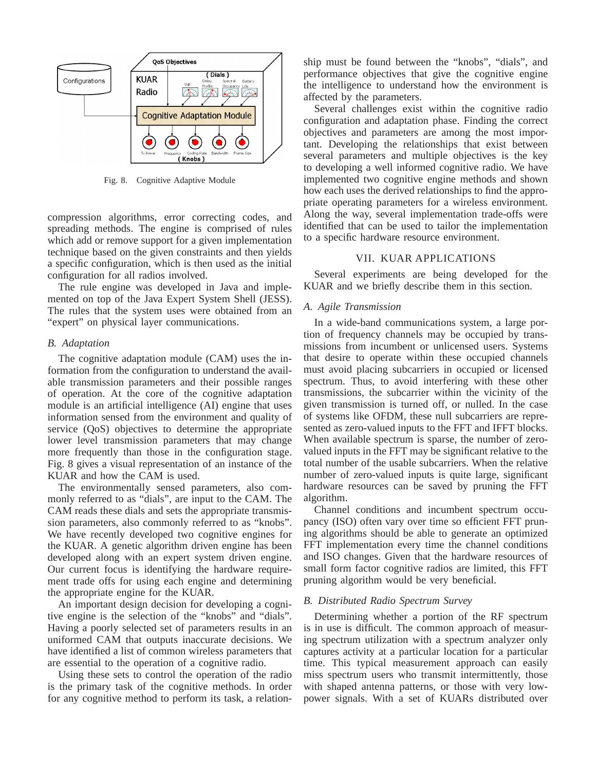Configurations

QoS Objectives

KUAR Radio

( Dials )

SNR

Delay Profile

Spectral Occupancy

Battery Life

Cognitive Adaptation Module

Tx Power

Frequency

Coding Rate

Bandwidth

Frame Size

( Knobs )

Fig. 8. Cognitive Adaptive Module

compression algorithms, error correcting codes, and spreading methods. The engine is comprised of rules which add or remove support for a given implementation technique based on the given constraints and then yields a specific configuration, which is then used as the initial configuration for all radios involved.

The rule engine was developed in Java and implemented on top of the Java Expert System Shell (JESS). The rules that the system uses were obtained from an "expert" on physical layer communications.

### B. Adaptation

The cognitive adaptation module (CAM) uses the information from the configuration to understand the available transmission parameters and their possible ranges of operation. At the core of the cognitive adaptation module is an artificial intelligence (AI) engine that uses information sensed from the environment and quality of service (QoS) objectives to determine the appropriate lower level transmission parameters that may change more frequently than those in the configuration stage. Fig. 8 gives a visual representation of an instance of the KUAR and how the CAM is used.

The environmentally sensed parameters, also commonly referred to as "dials", are input to the CAM. The CAM reads these dials and sets the appropriate transmission parameters, also commonly referred to as "knobs". We have recently developed two cognitive engines for the KUAR. A genetic algorithm driven engine has been developed along with an expert system driven engine. Our current focus is identifying the hardware requirement trade offs for using each engine and determining the appropriate engine for the KUAR.

An important design decision for developing a cognitive engine is the selection of the "knobs" and "dials". Having a poorly selected set of parameters results in an uniformed CAM that outputs inaccurate decisions. We have identified a list of common wireless parameters that are essential to the operation of a cognitive radio.

Using these sets to control the operation of the radio is the primary task of the cognitive methods. In order for any cognitive method to perform its task, a relationship must be found between the "knobs", "dials", and performance objectives that give the cognitive engine the intelligence to understand how the environment is affected by the parameters.

Several challenges exist within the cognitive radio configuration and adaptation phase. Finding the correct objectives and parameters are among the most important. Developing the relationships that exist between several parameters and multiple objectives is the key to developing a well informed cognitive radio. We have implemented two cognitive engine methods and shown how each uses the derived relationships to find the appropriate operating parameters for a wireless environment. Along the way, several implementation trade-offs were identified that can be used to tailor the implementation to a specific hardware resource environment.

## VII. KUAR Applications

Several experiments are being developed for the KUAR and we briefly describe them in this section.

### A. Agile Transmission

In a wide-band communications system, a large portion of frequency channels may be occupied by transmissions from incumbent or unlicensed users. Systems that desire to operate within these occupied channels must avoid placing subcarriers in occupied or licensed spectrum. Thus, to avoid interfering with these other transmissions, the subcarrier within the vicinity of the given transmission is turned off, or nulled. In the case of systems like OFDM, these null subcarriers are represented as zero-valued inputs to the FFT and IFFT blocks. When available spectrum is sparse, the number of zero-valued inputs in the FFT may be significant relative to the total number of the usable subcarriers. When the relative number of zero-valued inputs is quite large, significant hardware resources can be saved by pruning the FFT algorithm.

Channel conditions and incumbent spectrum occupancy (ISO) often vary over time so efficient FFT pruning algorithms should be able to generate an optimized FFT implementation every time the channel conditions and ISO changes. Given that the hardware resources of small form factor cognitive radios are limited, this FFT pruning algorithm would be very beneficial.

### B. Distributed Radio Spectrum Survey

Determining whether a portion of the RF spectrum is in use is difficult. The common approach of measuring spectrum utilization with a spectrum analyzer only captures activity at a particular location for a particular time. This typical measurement approach can easily miss spectrum users who transmit intermittently, those with shaped antenna patterns, or those with very low-power signals. With a set of KUARs distributed over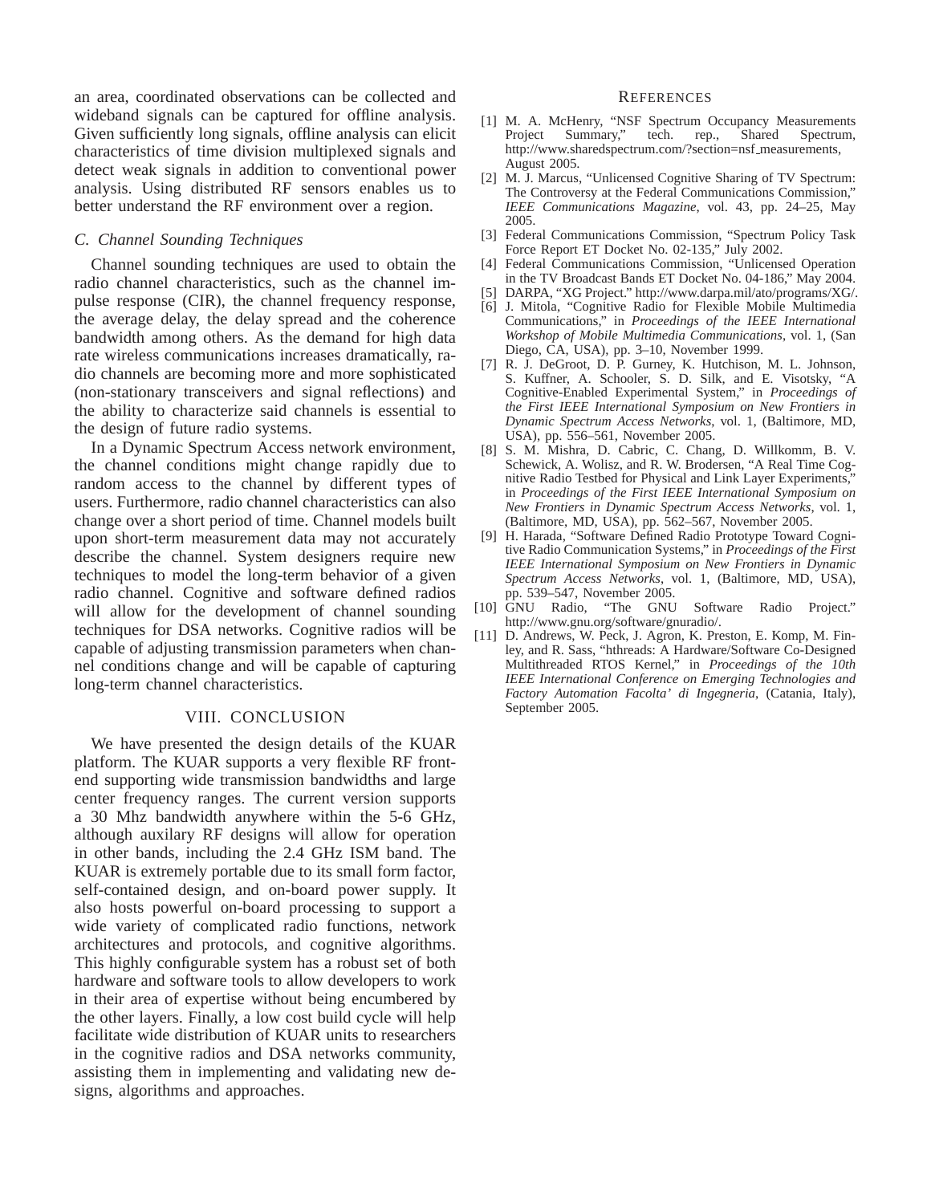an area, coordinated observations can be collected and wideband signals can be captured for offline analysis. Given sufficiently long signals, offline analysis can elicit characteristics of time division multiplexed signals and detect weak signals in addition to conventional power analysis. Using distributed RF sensors enables us to better understand the RF environment over a region.

### C. Channel Sounding Techniques

Channel sounding techniques are used to obtain the radio channel characteristics, such as the channel impulse response (CIR), the channel frequency response, the average delay, the delay spread and the coherence bandwidth among others. As the demand for high data rate wireless communications increases dramatically, radio channels are becoming more and more sophisticated (non-stationary transceivers and signal reflections) and the ability to characterize said channels is essential to the design of future radio systems.

In a Dynamic Spectrum Access network environment, the channel conditions might change rapidly due to random access to the channel by different types of users. Furthermore, radio channel characteristics can also change over a short period of time. Channel models built upon short-term measurement data may not accurately describe the channel. System designers require new techniques to model the long-term behavior of a given radio channel. Cognitive and software defined radios will allow for the development of channel sounding techniques for DSA networks. Cognitive radios will be capable of adjusting transmission parameters when channel conditions change and will be capable of capturing long-term channel characteristics.

## VIII. CONCLUSION

We have presented the design details of the KUAR platform. The KUAR supports a very flexible RF front-end supporting wide transmission bandwidths and large center frequency ranges. The current version supports a 30 Mhz bandwidth anywhere within the 5-6 GHz, although auxilary RF designs will allow for operation in other bands, including the 2.4 GHz ISM band. The KUAR is extremely portable due to its small form factor, self-contained design, and on-board power supply. It also hosts powerful on-board processing to support a wide variety of complicated radio functions, network architectures and protocols, and cognitive algorithms. This highly configurable system has a robust set of both hardware and software tools to allow developers to work in their area of expertise without being encumbered by the other layers. Finally, a low cost build cycle will help facilitate wide distribution of KUAR units to researchers in the cognitive radios and DSA networks community, assisting them in implementing and validating new designs, algorithms and approaches.

## REFERENCES

[1] M. A. McHenry, "NSF Spectrum Occupancy Measurements Project Summary," tech. rep., Shared Spectrum, http://www.sharedspectrum.com/?section=nsf_measurements, August 2005.

[2] M. J. Marcus, "Unlicensed Cognitive Sharing of TV Spectrum: The Controversy at the Federal Communications Commission," *IEEE Communications Magazine*, vol. 43, pp. 24–25, May 2005.

[3] Federal Communications Commission, "Spectrum Policy Task Force Report ET Docket No. 02-135," July 2002.

[4] Federal Communications Commission, "Unlicensed Operation in the TV Broadcast Bands ET Docket No. 04-186," May 2004.

[5] DARPA, "XG Project." http://www.darpa.mil/ato/programs/XG/.

[6] J. Mitola, "Cognitive Radio for Flexible Mobile Multimedia Communications," in *Proceedings of the IEEE International Workshop of Mobile Multimedia Communications*, vol. 1, (San Diego, CA, USA), pp. 3–10, November 1999.

[7] R. J. DeGroot, D. P. Gurney, K. Hutchison, M. L. Johnson, S. Kuffner, A. Schooler, S. D. Silk, and E. Visotsky, "A Cognitive-Enabled Experimental System," in *Proceedings of the First IEEE International Symposium on New Frontiers in Dynamic Spectrum Access Networks*, vol. 1, (Baltimore, MD, USA), pp. 556–561, November 2005.

[8] S. M. Mishra, D. Cabric, C. Chang, D. Willkomm, B. V. Schewick, A. Wolisz, and R. W. Brodersen, "A Real Time Cognitive Radio Testbed for Physical and Link Layer Experiments," in *Proceedings of the First IEEE International Symposium on New Frontiers in Dynamic Spectrum Access Networks*, vol. 1, (Baltimore, MD, USA), pp. 562–567, November 2005.

[9] H. Harada, "Software Defined Radio Prototype Toward Cognitive Radio Communication Systems," in *Proceedings of the First IEEE International Symposium on New Frontiers in Dynamic Spectrum Access Networks*, vol. 1, (Baltimore, MD, USA), pp. 539–547, November 2005.

[10] GNU Radio, "The GNU Software Radio Project." http://www.gnu.org/software/gnuradio/.

[11] D. Andrews, W. Peck, J. Agron, K. Preston, E. Komp, M. Finley, and R. Sass, "hthreads: A Hardware/Software Co-Designed Multithreaded RTOS Kernel," in *Proceedings of the 10th IEEE International Conference on Emerging Technologies and Factory Automation Facolta' di Ingegneria*, (Catania, Italy), September 2005.